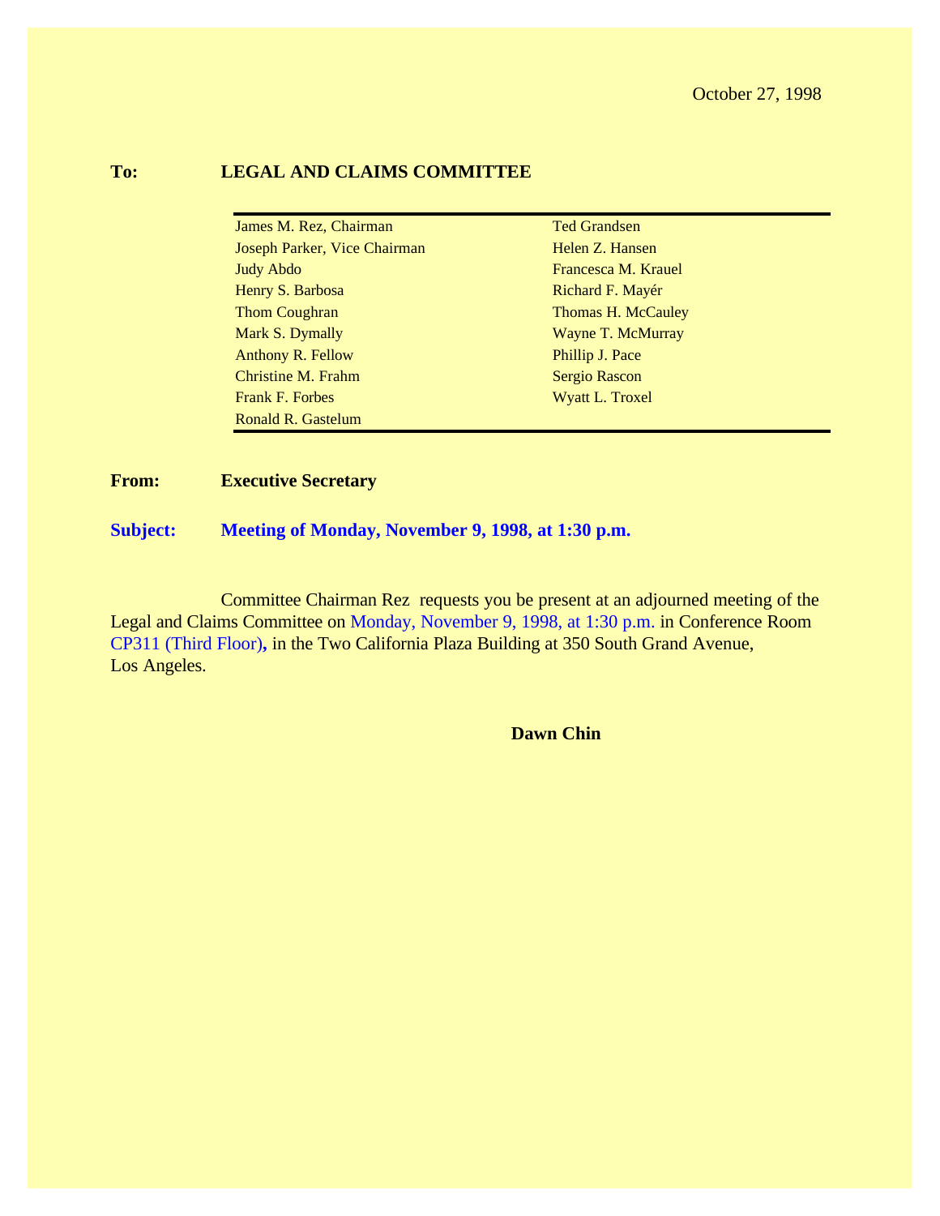October 27, 1998

**To:** **LEGAL AND CLAIMS COMMITTEE**

| | |
|---|---|
| James M. Rez, Chairman | Ted Grandsen |
| Joseph Parker, Vice Chairman | Helen Z. Hansen |
| Judy Abdo | Francesca M. Krauel |
| Henry S. Barbosa | Richard F. Mayér |
| Thom Coughran | Thomas H. McCauley |
| Mark S. Dymally | Wayne T. McMurray |
| Anthony R. Fellow | Phillip J. Pace |
| Christine M. Frahm | Sergio Rascon |
| Frank F. Forbes | Wyatt L. Troxel |
| Ronald R. Gastelum | |

**From:** **Executive Secretary**

**Subject:** **Meeting of Monday, November 9, 1998, at 1:30 p.m.**

Committee Chairman Rez requests you be present at an adjourned meeting of the Legal and Claims Committee on Monday, November 9, 1998, at 1:30 p.m. in Conference Room CP311 (Third Floor), in the Two California Plaza Building at 350 South Grand Avenue, Los Angeles.

**Dawn Chin**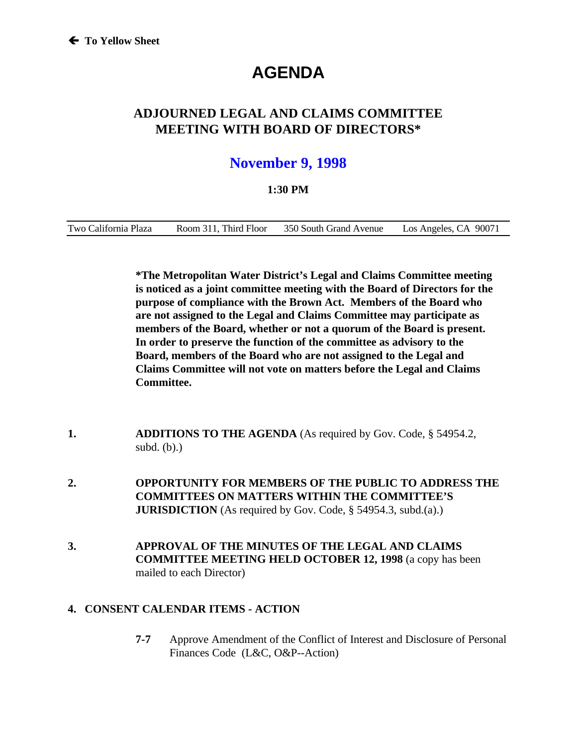🡐 To Yellow Sheet

# AGENDA

## ADJOURNED LEGAL AND CLAIMS COMMITTEE MEETING WITH BOARD OF DIRECTORS*

## November 9, 1998

**1:30 PM**

| Two California Plaza | Room 311, Third Floor | 350 South Grand Avenue | Los Angeles, CA 90071 |
|---|---|---|---|

**\*The Metropolitan Water District's Legal and Claims Committee meeting is noticed as a joint committee meeting with the Board of Directors for the purpose of compliance with the Brown Act. Members of the Board who are not assigned to the Legal and Claims Committee may participate as members of the Board, whether or not a quorum of the Board is present. In order to preserve the function of the committee as advisory to the Board, members of the Board who are not assigned to the Legal and Claims Committee will not vote on matters before the Legal and Claims Committee.**

1. **ADDITIONS TO THE AGENDA** (As required by Gov. Code, § 54954.2, subd. (b).)

2. **OPPORTUNITY FOR MEMBERS OF THE PUBLIC TO ADDRESS THE COMMITTEES ON MATTERS WITHIN THE COMMITTEE'S JURISDICTION** (As required by Gov. Code, § 54954.3, subd.(a).)

3. **APPROVAL OF THE MINUTES OF THE LEGAL AND CLAIMS COMMITTEE MEETING HELD OCTOBER 12, 1998** (a copy has been mailed to each Director)

**4. CONSENT CALENDAR ITEMS - ACTION**

**7-7** Approve Amendment of the Conflict of Interest and Disclosure of Personal Finances Code (L&C, O&P--Action)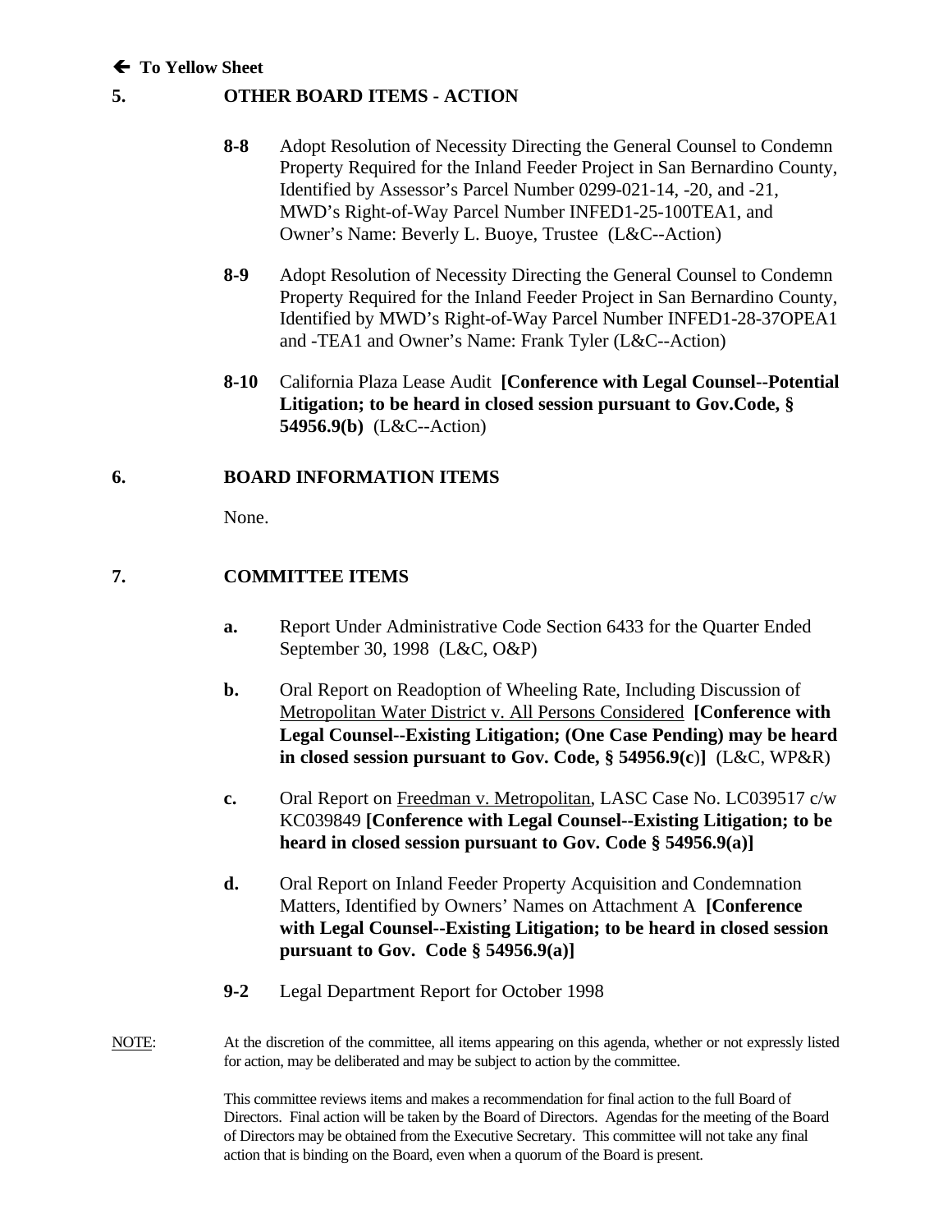← **To Yellow Sheet**

## 5. OTHER BOARD ITEMS - ACTION

**8-8** Adopt Resolution of Necessity Directing the General Counsel to Condemn Property Required for the Inland Feeder Project in San Bernardino County, Identified by Assessor's Parcel Number 0299-021-14, -20, and -21, MWD's Right-of-Way Parcel Number INFED1-25-100TEA1, and Owner's Name: Beverly L. Buoye, Trustee (L&C--Action)

**8-9** Adopt Resolution of Necessity Directing the General Counsel to Condemn Property Required for the Inland Feeder Project in San Bernardino County, Identified by MWD's Right-of-Way Parcel Number INFED1-28-37OPEA1 and -TEA1 and Owner's Name: Frank Tyler (L&C--Action)

**8-10** California Plaza Lease Audit **[Conference with Legal Counsel--Potential Litigation; to be heard in closed session pursuant to Gov.Code, § 54956.9(b)** (L&C--Action)

## 6. BOARD INFORMATION ITEMS

None.

## 7. COMMITTEE ITEMS

**a.** Report Under Administrative Code Section 6433 for the Quarter Ended September 30, 1998 (L&C, O&P)

**b.** Oral Report on Readoption of Wheeling Rate, Including Discussion of <u>Metropolitan Water District v. All Persons Considered</u> **[Conference with Legal Counsel--Existing Litigation; (One Case Pending) may be heard in closed session pursuant to Gov. Code, § 54956.9(c)]** (L&C, WP&R)

**c.** Oral Report on <u>Freedman v. Metropolitan</u>, LASC Case No. LC039517 c/w KC039849 **[Conference with Legal Counsel--Existing Litigation; to be heard in closed session pursuant to Gov. Code § 54956.9(a)]**

**d.** Oral Report on Inland Feeder Property Acquisition and Condemnation Matters, Identified by Owners' Names on Attachment A **[Conference with Legal Counsel--Existing Litigation; to be heard in closed session pursuant to Gov. Code § 54956.9(a)]**

**9-2** Legal Department Report for October 1998

<u>NOTE</u>: At the discretion of the committee, all items appearing on this agenda, whether or not expressly listed for action, may be deliberated and may be subject to action by the committee.

This committee reviews items and makes a recommendation for final action to the full Board of Directors. Final action will be taken by the Board of Directors. Agendas for the meeting of the Board of Directors may be obtained from the Executive Secretary. This committee will not take any final action that is binding on the Board, even when a quorum of the Board is present.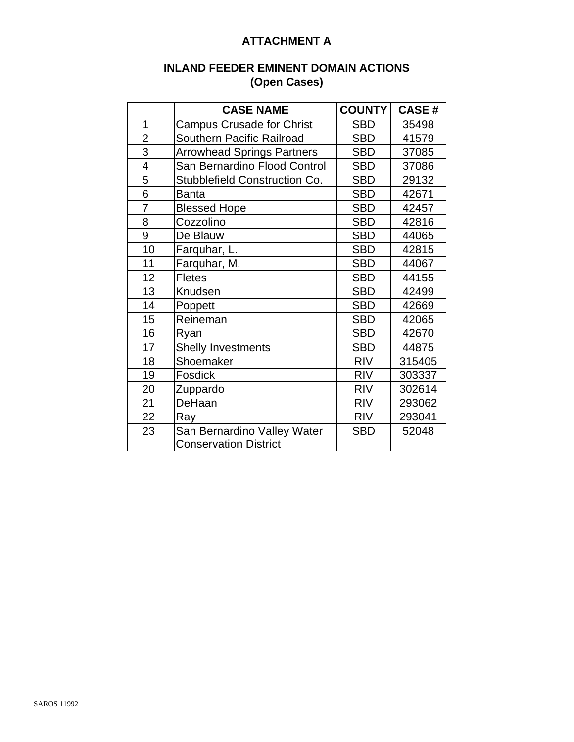## ATTACHMENT A

### INLAND FEEDER EMINENT DOMAIN ACTIONS
### (Open Cases)

| | CASE NAME | COUNTY | CASE # |
|---|---|---|---|
| 1 | Campus Crusade for Christ | SBD | 35498 |
| 2 | Southern Pacific Railroad | SBD | 41579 |
| 3 | Arrowhead Springs Partners | SBD | 37085 |
| 4 | San Bernardino Flood Control | SBD | 37086 |
| 5 | Stubblefield Construction Co. | SBD | 29132 |
| 6 | Banta | SBD | 42671 |
| 7 | Blessed Hope | SBD | 42457 |
| 8 | Cozzolino | SBD | 42816 |
| 9 | De Blauw | SBD | 44065 |
| 10 | Farquhar, L. | SBD | 42815 |
| 11 | Farquhar, M. | SBD | 44067 |
| 12 | Fletes | SBD | 44155 |
| 13 | Knudsen | SBD | 42499 |
| 14 | Poppett | SBD | 42669 |
| 15 | Reineman | SBD | 42065 |
| 16 | Ryan | SBD | 42670 |
| 17 | Shelly Investments | SBD | 44875 |
| 18 | Shoemaker | RIV | 315405 |
| 19 | Fosdick | RIV | 303337 |
| 20 | Zuppardo | RIV | 302614 |
| 21 | DeHaan | RIV | 293062 |
| 22 | Ray | RIV | 293041 |
| 23 | San Bernardino Valley Water Conservation District | SBD | 52048 |

SAROS 11992